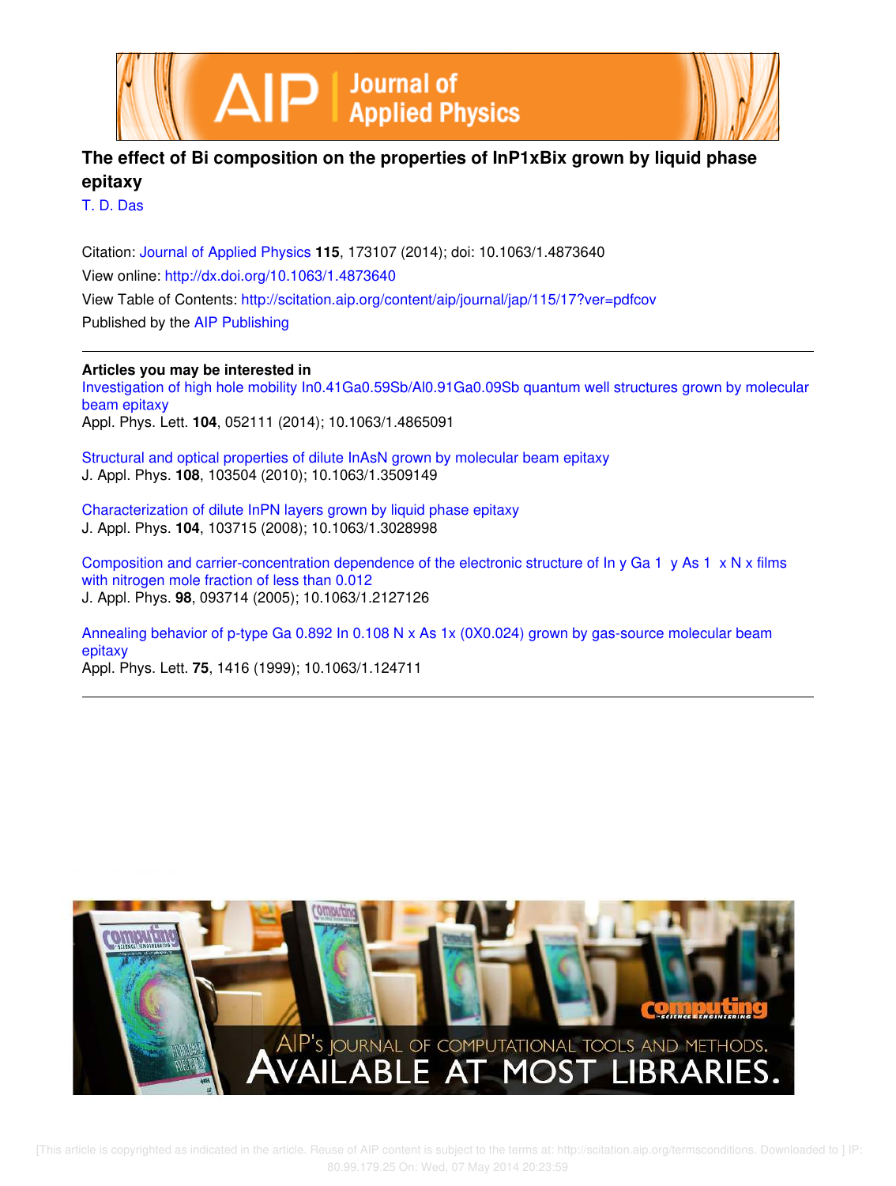# The effect of Bi composition on the properties of InP1xBix grown by liquid phase epitaxy

T. D. Das

Citation: Journal of Applied Physics **115**, 173107 (2014); doi: 10.1063/1.4873640

View online: http://dx.doi.org/10.1063/1.4873640

View Table of Contents: http://scitation.aip.org/content/aip/journal/jap/115/17?ver=pdfcov

Published by the AIP Publishing

---

**Articles you may be interested in**

Investigation of high hole mobility In0.41Ga0.59Sb/Al0.91Ga0.09Sb quantum well structures grown by molecular beam epitaxy
Appl. Phys. Lett. **104**, 052111 (2014); 10.1063/1.4865091

Structural and optical properties of dilute InAsN grown by molecular beam epitaxy
J. Appl. Phys. **108**, 103504 (2010); 10.1063/1.3509149

Characterization of dilute InPN layers grown by liquid phase epitaxy
J. Appl. Phys. **104**, 103715 (2008); 10.1063/1.3028998

Composition and carrier-concentration dependence of the electronic structure of In y Ga 1 y As 1 x N x films with nitrogen mole fraction of less than 0.012
J. Appl. Phys. **98**, 093714 (2005); 10.1063/1.2127126

Annealing behavior of p-type Ga 0.892 In 0.108 N x As 1x (0X0.024) grown by gas-source molecular beam epitaxy
Appl. Phys. Lett. **75**, 1416 (1999); 10.1063/1.124711

---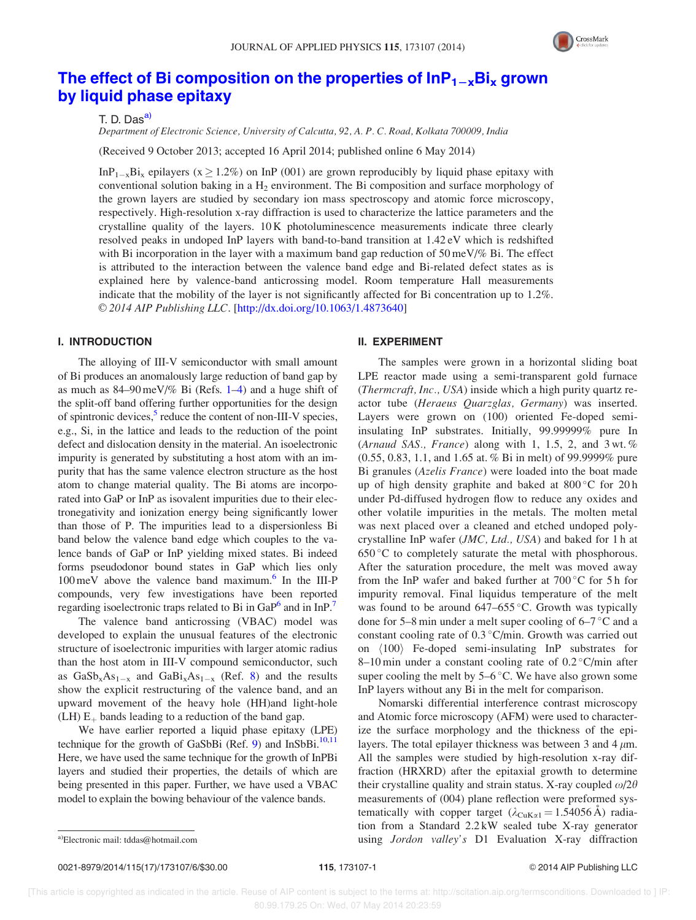# The effect of Bi composition on the properties of $InP_{1-x}Bi_x$ grown by liquid phase epitaxy

T. D. Das[a)]

*Department of Electronic Science, University of Calcutta, 92, A. P. C. Road, Kolkata 700009, India*

(Received 9 October 2013; accepted 16 April 2014; published online 6 May 2014)

$InP_{1-x}Bi_x$ epilayers ($x \geq 1.2\%$) on InP (001) are grown reproducibly by liquid phase epitaxy with conventional solution baking in a $H_2$ environment. The Bi composition and surface morphology of the grown layers are studied by secondary ion mass spectroscopy and atomic force microscopy, respectively. High-resolution x-ray diffraction is used to characterize the lattice parameters and the crystalline quality of the layers. 10 K photoluminescence measurements indicate three clearly resolved peaks in undoped InP layers with band-to-band transition at 1.42 eV which is redshifted with Bi incorporation in the layer with a maximum band gap reduction of 50 meV/% Bi. The effect is attributed to the interaction between the valence band edge and Bi-related defect states as is explained here by valence-band anticrossing model. Room temperature Hall measurements indicate that the mobility of the layer is not significantly affected for Bi concentration up to 1.2%. © *2014 AIP Publishing LLC*. [http://dx.doi.org/10.1063/1.4873640]

## I. INTRODUCTION

The alloying of III-V semiconductor with small amount of Bi produces an anomalously large reduction of band gap by as much as 84–90 meV/% Bi (Refs. 1–4) and a huge shift of the split-off band offering further opportunities for the design of spintronic devices,[5] reduce the content of non-III-V species, e.g., Si, in the lattice and leads to the reduction of the point defect and dislocation density in the material. An isoelectronic impurity is generated by substituting a host atom with an impurity that has the same valence electron structure as the host atom to change material quality. The Bi atoms are incorporated into GaP or InP as isovalent impurities due to their electronegativity and ionization energy being significantly lower than those of P. The impurities lead to a dispersionless Bi band below the valence band edge which couples to the valence bands of GaP or InP yielding mixed states. Bi indeed forms pseudodonor bound states in GaP which lies only 100 meV above the valence band maximum.[6] In the III-P compounds, very few investigations have been reported regarding isoelectronic traps related to Bi in GaP[6] and in InP.[7]

The valence band anticrossing (VBAC) model was developed to explain the unusual features of the electronic structure of isoelectronic impurities with larger atomic radius than the host atom in III-V compound semiconductor, such as $GaSb_xAs_{1-x}$ and $GaBi_xAs_{1-x}$ (Ref. 8) and the results show the explicit restructuring of the valence band, and an upward movement of the heavy hole (HH)and light-hole (LH) $E_+$ bands leading to a reduction of the band gap.

We have earlier reported a liquid phase epitaxy (LPE) technique for the growth of GaSbBi (Ref. 9) and InSbBi.[10,11] Here, we have used the same technique for the growth of InPBi layers and studied their properties, the details of which are being presented in this paper. Further, we have used a VBAC model to explain the bowing behaviour of the valence bands.

## II. EXPERIMENT

The samples were grown in a horizontal sliding boat LPE reactor made using a semi-transparent gold furnace (*Thermcraft, Inc., USA*) inside which a high purity quartz reactor tube (*Heraeus Quarzglas, Germany*) was inserted. Layers were grown on (100) oriented Fe-doped semi-insulating InP substrates. Initially, 99.99999% pure In (*Arnaud SAS., France*) along with 1, 1.5, 2, and 3 wt. % (0.55, 0.83, 1.1, and 1.65 at. % Bi in melt) of 99.9999% pure Bi granules (*Azelis France*) were loaded into the boat made up of high density graphite and baked at 800 °C for 20 h under Pd-diffused hydrogen flow to reduce any oxides and other volatile impurities in the metals. The molten metal was next placed over a cleaned and etched undoped polycrystalline InP wafer (*JMC, Ltd., USA*) and baked for 1 h at 650 °C to completely saturate the metal with phosphorous. After the saturation procedure, the melt was moved away from the InP wafer and baked further at 700 °C for 5 h for impurity removal. Final liquidus temperature of the melt was found to be around 647–655 °C. Growth was typically done for 5–8 min under a melt super cooling of 6–7 °C and a constant cooling rate of 0.3 °C/min. Growth was carried out on ⟨100⟩ Fe-doped semi-insulating InP substrates for 8–10 min under a constant cooling rate of 0.2 °C/min after super cooling the melt by 5–6 °C. We have also grown some InP layers without any Bi in the melt for comparison.

Nomarski differential interference contrast microscopy and Atomic force microscopy (AFM) were used to characterize the surface morphology and the thickness of the epilayers. The total epilayer thickness was between 3 and 4 $\mu$m. All the samples were studied by high-resolution x-ray diffraction (HRXRD) after the epitaxial growth to determine their crystalline quality and strain status. X-ray coupled $\omega/2\theta$ measurements of (004) plane reflection were preformed systematically with copper target ($\lambda_{CuK\alpha1} = 1.54056$ Å) radiation from a Standard 2.2 kW sealed tube X-ray generator using *Jordon valley's* D1 Evaluation X-ray diffraction

a)Electronic mail: tddas@hotmail.com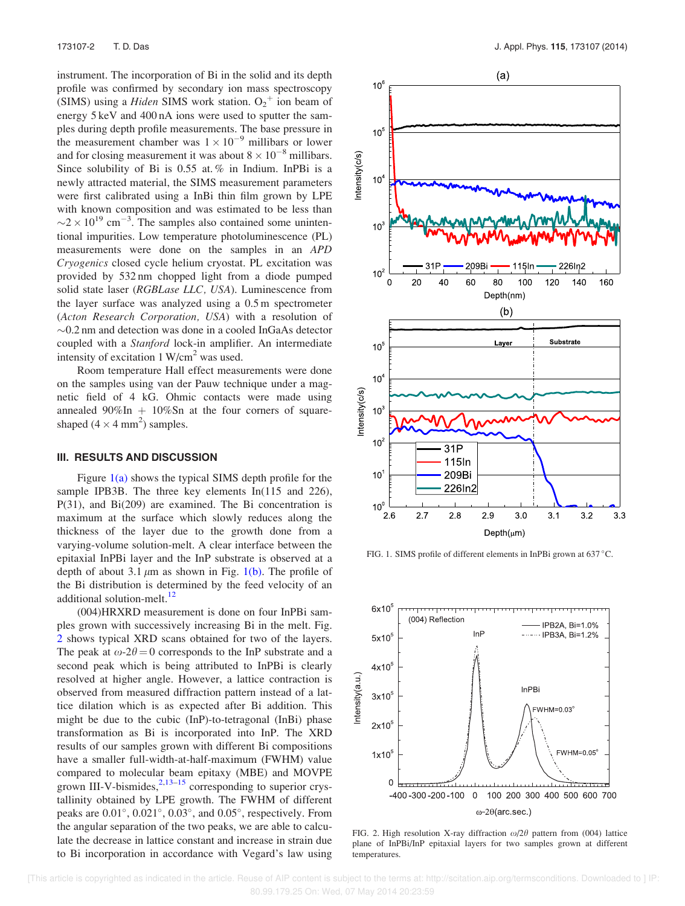instrument. The incorporation of Bi in the solid and its depth profile was confirmed by secondary ion mass spectroscopy (SIMS) using a *Hiden* SIMS work station. $O_2^+$ ion beam of energy 5 keV and 400 nA ions were used to sputter the samples during depth profile measurements. The base pressure in the measurement chamber was $1 \times 10^{-9}$ millibars or lower and for closing measurement it was about $8 \times 10^{-8}$ millibars. Since solubility of Bi is 0.55 at. % in Indium. InPBi is a newly attracted material, the SIMS measurement parameters were first calibrated using a InBi thin film grown by LPE with known composition and was estimated to be less than $\sim 2 \times 10^{19}$ cm$^{-3}$. The samples also contained some unintentional impurities. Low temperature photoluminescence (PL) measurements were done on the samples in an *APD Cryogenics* closed cycle helium cryostat. PL excitation was provided by 532 nm chopped light from a diode pumped solid state laser (*RGBLase LLC, USA*). Luminescence from the layer surface was analyzed using a 0.5 m spectrometer (*Acton Research Corporation, USA*) with a resolution of $\sim$0.2 nm and detection was done in a cooled InGaAs detector coupled with a *Stanford* lock-in amplifier. An intermediate intensity of excitation 1 W/cm$^2$ was used.

Room temperature Hall effect measurements were done on the samples using van der Pauw technique under a magnetic field of 4 kG. Ohmic contacts were made using annealed 90%In + 10%Sn at the four corners of square-shaped ($4 \times 4$ mm$^2$) samples.

## III. RESULTS AND DISCUSSION

Figure 1(a) shows the typical SIMS depth profile for the sample IPB3B. The three key elements In(115 and 226), P(31), and Bi(209) are examined. The Bi concentration is maximum at the surface which slowly reduces along the thickness of the layer due to the growth done from a varying-volume solution-melt. A clear interface between the epitaxial InPBi layer and the InP substrate is observed at a depth of about 3.1 $\mu$m as shown in Fig. 1(b). The profile of the Bi distribution is determined by the feed velocity of an additional solution-melt.[12]

(004)HRXRD measurement is done on four InPBi samples grown with successively increasing Bi in the melt. Fig. 2 shows typical XRD scans obtained for two of the layers. The peak at $\omega$-2$\theta$ = 0 corresponds to the InP substrate and a second peak which is being attributed to InPBi is clearly resolved at higher angle. However, a lattice contraction is observed from measured diffraction pattern instead of a lattice dilation which is as expected after Bi addition. This might be due to the cubic (InP)-to-tetragonal (InBi) phase transformation as Bi is incorporated into InP. The XRD results of our samples grown with different Bi compositions have a smaller full-width-at-half-maximum (FWHM) value compared to molecular beam epitaxy (MBE) and MOVPE grown III-V-bismides,[2,13–15] corresponding to superior crystallinity obtained by LPE growth. The FWHM of different peaks are 0.01°, 0.021°, 0.03°, and 0.05°, respectively. From the angular separation of the two peaks, we are able to calculate the decrease in lattice constant and increase in strain due to Bi incorporation in accordance with Vegard's law using

FIG. 1. SIMS profile of different elements in InPBi grown at 637 °C.

FIG. 2. High resolution X-ray diffraction $\omega/2\theta$ pattern from (004) lattice plane of InPBi/InP epitaxial layers for two samples grown at different temperatures.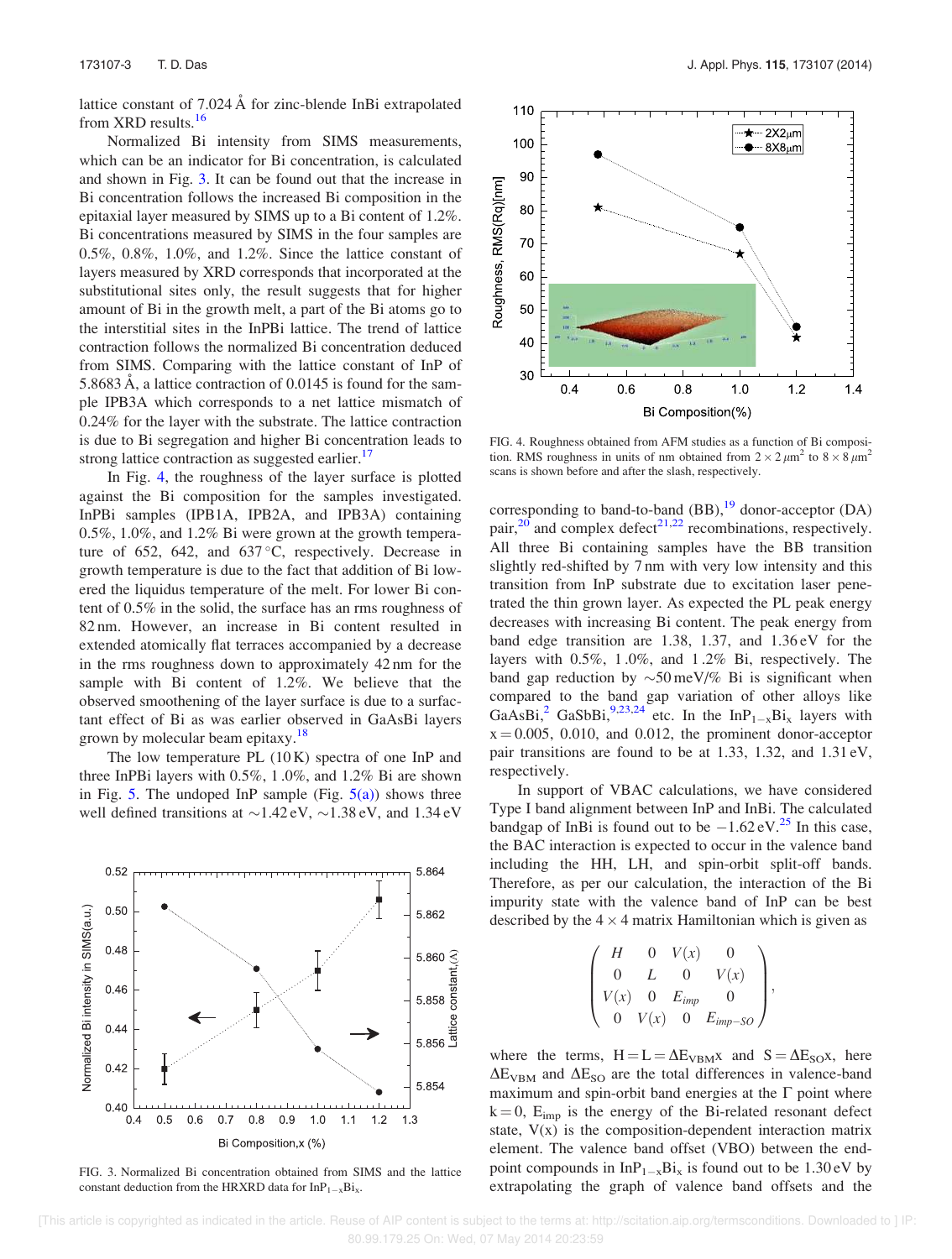lattice constant of 7.024 Å for zinc-blende InBi extrapolated from XRD results.[16]

Normalized Bi intensity from SIMS measurements, which can be an indicator for Bi concentration, is calculated and shown in Fig. 3. It can be found out that the increase in Bi concentration follows the increased Bi composition in the epitaxial layer measured by SIMS up to a Bi content of 1.2%. Bi concentrations measured by SIMS in the four samples are 0.5%, 0.8%, 1.0%, and 1.2%. Since the lattice constant of layers measured by XRD corresponds that incorporated at the substitutional sites only, the result suggests that for higher amount of Bi in the growth melt, a part of the Bi atoms go to the interstitial sites in the InPBi lattice. The trend of lattice contraction follows the normalized Bi concentration deduced from SIMS. Comparing with the lattice constant of InP of 5.8683 Å, a lattice contraction of 0.0145 is found for the sample IPB3A which corresponds to a net lattice mismatch of 0.24% for the layer with the substrate. The lattice contraction is due to Bi segregation and higher Bi concentration leads to strong lattice contraction as suggested earlier.[17]

In Fig. 4, the roughness of the layer surface is plotted against the Bi composition for the samples investigated. InPBi samples (IPB1A, IPB2A, and IPB3A) containing 0.5%, 1.0%, and 1.2% Bi were grown at the growth temperature of 652, 642, and 637 °C, respectively. Decrease in growth temperature is due to the fact that addition of Bi lowered the liquidus temperature of the melt. For lower Bi content of 0.5% in the solid, the surface has an rms roughness of 82 nm. However, an increase in Bi content resulted in extended atomically flat terraces accompanied by a decrease in the rms roughness down to approximately 42 nm for the sample with Bi content of 1.2%. We believe that the observed smoothening of the layer surface is due to a surfactant effect of Bi as was earlier observed in GaAsBi layers grown by molecular beam epitaxy.[18]

The low temperature PL (10 K) spectra of one InP and three InPBi layers with 0.5%, 1.0%, and 1.2% Bi are shown in Fig. 5. The undoped InP sample (Fig. 5(a)) shows three well defined transitions at ~1.42 eV, ~1.38 eV, and 1.34 eV

FIG. 3. Normalized Bi concentration obtained from SIMS and the lattice constant deduction from the HRXRD data for $InP_{1-x}Bi_x$.

FIG. 4. Roughness obtained from AFM studies as a function of Bi composition. RMS roughness in units of nm obtained from $2 \times 2\,\mu m^2$ to $8 \times 8\,\mu m^2$ scans is shown before and after the slash, respectively.

corresponding to band-to-band (BB),[19] donor-acceptor (DA) pair,[20] and complex defect[21,22] recombinations, respectively. All three Bi containing samples have the BB transition slightly red-shifted by 7 nm with very low intensity and this transition from InP substrate due to excitation laser penetrated the thin grown layer. As expected the PL peak energy decreases with increasing Bi content. The peak energy from band edge transition are 1.38, 1.37, and 1.36 eV for the layers with 0.5%, 1.0%, and 1.2% Bi, respectively. The band gap reduction by ~50 meV/% Bi is significant when compared to the band gap variation of other alloys like $GaAsBi$,[2] $GaSbBi$,[9,23,24] etc. In the $InP_{1-x}Bi_x$ layers with $x = 0.005$, 0.010, and 0.012, the prominent donor-acceptor pair transitions are found to be at 1.33, 1.32, and 1.31 eV, respectively.

In support of VBAC calculations, we have considered Type I band alignment between InP and InBi. The calculated bandgap of InBi is found out to be −1.62 eV.[25] In this case, the BAC interaction is expected to occur in the valence band including the HH, LH, and spin-orbit split-off bands. Therefore, as per our calculation, the interaction of the Bi impurity state with the valence band of InP can be best described by the 4 × 4 matrix Hamiltonian which is given as

$$\begin{pmatrix} H & 0 & V(x) & 0 \\ 0 & L & 0 & V(x) \\ V(x) & 0 & E_{imp} & 0 \\ 0 & V(x) & 0 & E_{imp-SO} \end{pmatrix},$$

where the terms, $H = L = \Delta E_{VBM} x$ and $S = \Delta E_{SO} x$, here $\Delta E_{VBM}$ and $\Delta E_{SO}$ are the total differences in valence-band maximum and spin-orbit band energies at the $\Gamma$ point where $k = 0$, $E_{imp}$ is the energy of the Bi-related resonant defect state, $V(x)$ is the composition-dependent interaction matrix element. The valence band offset (VBO) between the end-point compounds in $InP_{1-x}Bi_x$ is found out to be 1.30 eV by extrapolating the graph of valence band offsets and the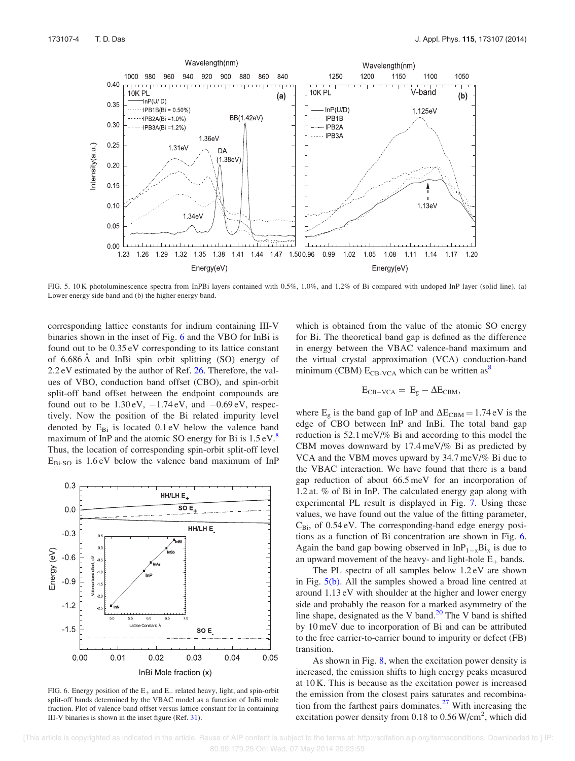FIG. 5. 10 K photoluminescence spectra from InPBi layers contained with 0.5%, 1.0%, and 1.2% of Bi compared with undoped InP layer (solid line). (a) Lower energy side band and (b) the higher energy band.

corresponding lattice constants for indium containing III-V binaries shown in the inset of Fig. 6 and the VBO for InBi is found out to be 0.35 eV corresponding to its lattice constant of 6.686 Å and InBi spin orbit splitting (SO) energy of 2.2 eV estimated by the author of Ref. 26. Therefore, the values of VBO, conduction band offset (CBO), and spin-orbit split-off band offset between the endpoint compounds are found out to be 1.30 eV, −1.74 eV, and −0.69 eV, respectively. Now the position of the Bi related impurity level denoted by $E_{Bi}$ is located 0.1 eV below the valence band maximum of InP and the atomic SO energy for Bi is 1.5 eV.[8] Thus, the location of corresponding spin-orbit split-off level $E_{Bi\text{-}SO}$ is 1.6 eV below the valence band maximum of InP which is obtained from the value of the atomic SO energy for Bi. The theoretical band gap is defined as the difference in energy between the VBAC valence-band maximum and the virtual crystal approximation (VCA) conduction-band minimum (CBM) $E_{CB\text{-}VCA}$ which can be written as[8]

$$E_{CB-VCA} = E_g - \Delta E_{CBM},$$

where $E_g$ is the band gap of InP and $\Delta E_{CBM} = 1.74$ eV is the edge of CBO between InP and InBi. The total band gap reduction is 52.1 meV/% Bi and according to this model the CBM moves downward by 17.4 meV/% Bi as predicted by VCA and the VBM moves upward by 34.7 meV/% Bi due to the VBAC interaction. We have found that there is a band gap reduction of about 66.5 meV for an incorporation of 1.2 at. % of Bi in InP. The calculated energy gap along with experimental PL result is displayed in Fig. 7. Using these values, we have found out the value of the fitting parameter, $C_{Bi}$, of 0.54 eV. The corresponding-band edge energy positions as a function of Bi concentration are shown in Fig. 6. Again the band gap bowing observed in $InP_{1-x}Bi_x$ is due to an upward movement of the heavy- and light-hole $E_+$ bands.

FIG. 6. Energy position of the $E_+$ and $E_-$ related heavy, light, and spin-orbit split-off bands determined by the VBAC model as a function of InBi mole fraction. Plot of valence band offset versus lattice constant for In containing III-V binaries is shown in the inset figure (Ref. 31).

The PL spectra of all samples below 1.2 eV are shown in Fig. 5(b). All the samples showed a broad line centred at around 1.13 eV with shoulder at the higher and lower energy side and probably the reason for a marked asymmetry of the line shape, designated as the V band.[20] The V band is shifted by 10 meV due to incorporation of Bi and can be attributed to the free carrier-to-carrier bound to impurity or defect (FB) transition.

As shown in Fig. 8, when the excitation power density is increased, the emission shifts to high energy peaks measured at 10 K. This is because as the excitation power is increased the emission from the closest pairs saturates and recombination from the farthest pairs dominates.[27] With increasing the excitation power density from 0.18 to 0.56 W/cm², which did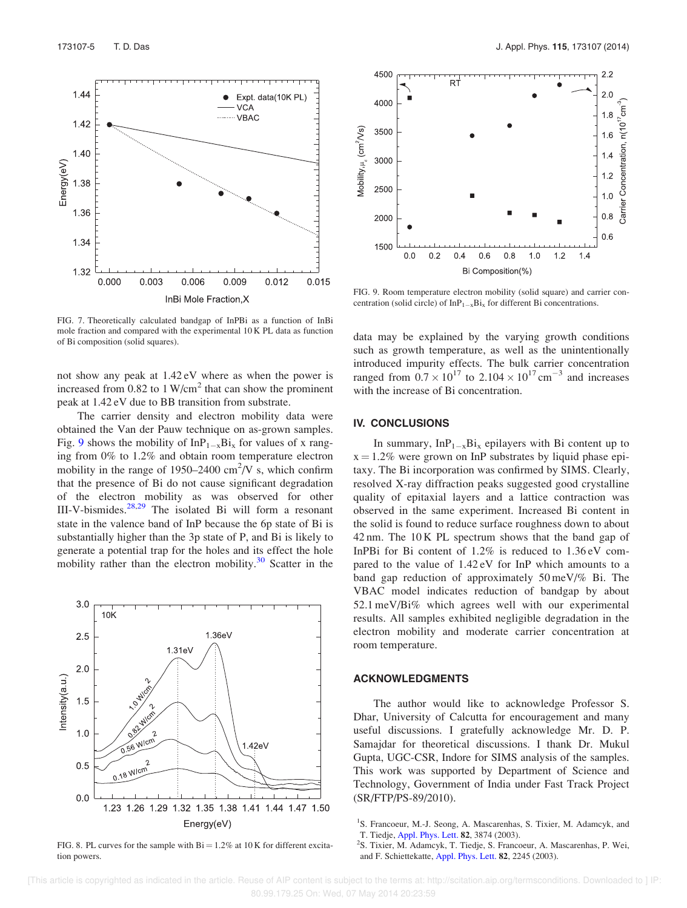FIG. 7. Theoretically calculated bandgap of InPBi as a function of InBi mole fraction and compared with the experimental 10 K PL data as function of Bi composition (solid squares).

not show any peak at 1.42 eV where as when the power is increased from 0.82 to 1 W/cm$^2$ that can show the prominent peak at 1.42 eV due to BB transition from substrate.

The carrier density and electron mobility data were obtained the Van der Pauw technique on as-grown samples. Fig. 9 shows the mobility of $InP_{1-x}Bi_x$ for values of x ranging from 0% to 1.2% and obtain room temperature electron mobility in the range of 1950–2400 cm$^2$/V s, which confirm that the presence of Bi do not cause significant degradation of the electron mobility as was observed for other III-V-bismides.[28,29] The isolated Bi will form a resonant state in the valence band of InP because the 6p state of Bi is substantially higher than the 3p state of P, and Bi is likely to generate a potential trap for the holes and its effect the hole mobility rather than the electron mobility.[30] Scatter in the data may be explained by the varying growth conditions such as growth temperature, as well as the unintentionally introduced impurity effects. The bulk carrier concentration ranged from $0.7 \times 10^{17}$ to $2.104 \times 10^{17}$ cm$^{-3}$ and increases with the increase of Bi concentration.

FIG. 8. PL curves for the sample with Bi = 1.2% at 10 K for different excitation powers.

FIG. 9. Room temperature electron mobility (solid square) and carrier concentration (solid circle) of $InP_{1-x}Bi_x$ for different Bi concentrations.

## IV. CONCLUSIONS

In summary, $InP_{1-x}Bi_x$ epilayers with Bi content up to x = 1.2% were grown on InP substrates by liquid phase epitaxy. The Bi incorporation was confirmed by SIMS. Clearly, resolved X-ray diffraction peaks suggested good crystalline quality of epitaxial layers and a lattice contraction was observed in the same experiment. Increased Bi content in the solid is found to reduce surface roughness down to about 42 nm. The 10 K PL spectrum shows that the band gap of InPBi for Bi content of 1.2% is reduced to 1.36 eV compared to the value of 1.42 eV for InP which amounts to a band gap reduction of approximately 50 meV/% Bi. The VBAC model indicates reduction of bandgap by about 52.1 meV/Bi% which agrees well with our experimental results. All samples exhibited negligible degradation in the electron mobility and moderate carrier concentration at room temperature.

## ACKNOWLEDGMENTS

The author would like to acknowledge Professor S. Dhar, University of Calcutta for encouragement and many useful discussions. I gratefully acknowledge Mr. D. P. Samajdar for theoretical discussions. I thank Dr. Mukul Gupta, UGC-CSR, Indore for SIMS analysis of the samples. This work was supported by Department of Science and Technology, Government of India under Fast Track Project (SR/FTP/PS-89/2010).

[1] S. Francoeur, M.-J. Seong, A. Mascarenhas, S. Tixier, M. Adamcyk, and T. Tiedje, Appl. Phys. Lett. **82**, 3874 (2003).
[2] S. Tixier, M. Adamcyk, T. Tiedje, S. Francoeur, A. Mascarenhas, P. Wei, and F. Schiettekatte, Appl. Phys. Lett. **82**, 2245 (2003).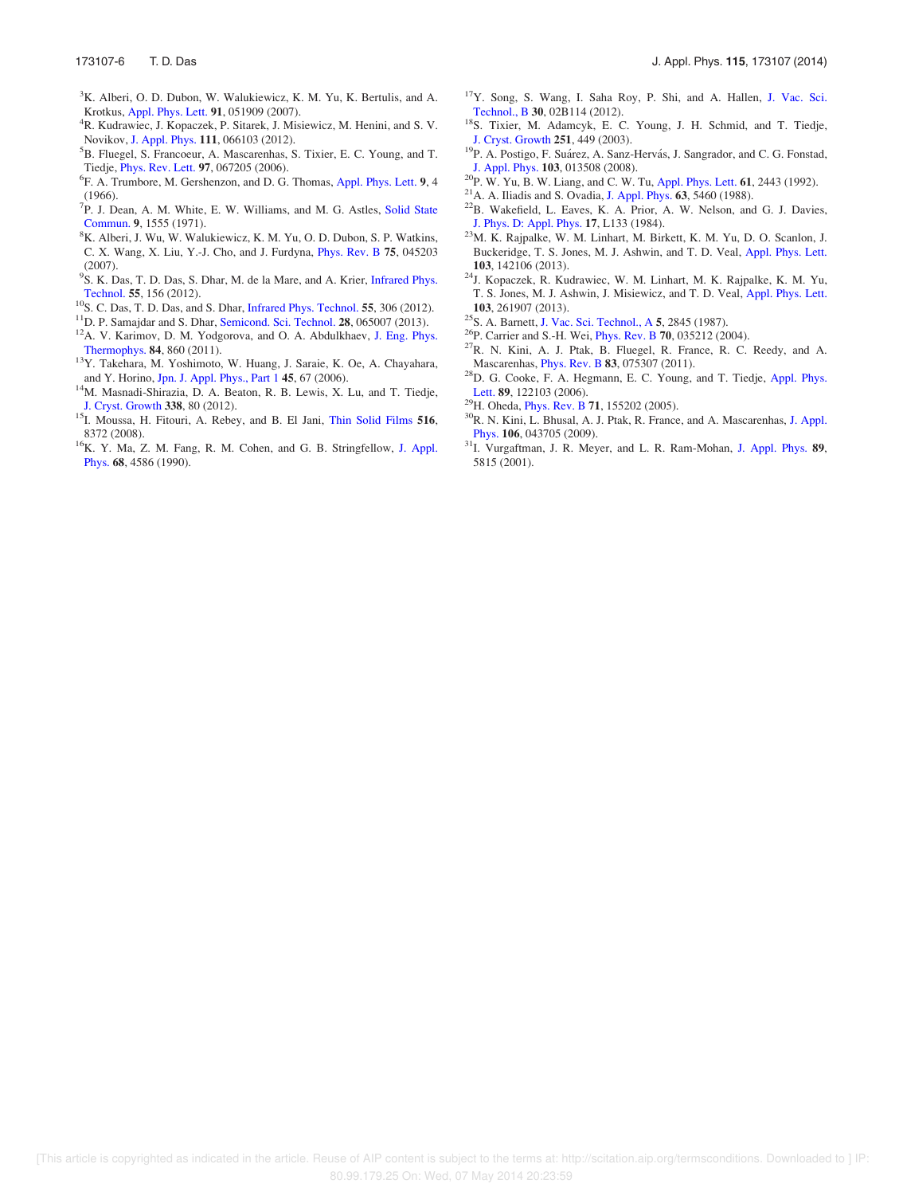[3] K. Alberi, O. D. Dubon, W. Walukiewicz, K. M. Yu, K. Bertulis, and A. Krotkus, Appl. Phys. Lett. **91**, 051909 (2007).

[4] R. Kudrawiec, J. Kopaczek, P. Sitarek, J. Misiewicz, M. Henini, and S. V. Novikov, J. Appl. Phys. **111**, 066103 (2012).

[5] B. Fluegel, S. Francoeur, A. Mascarenhas, S. Tixier, E. C. Young, and T. Tiedje, Phys. Rev. Lett. **97**, 067205 (2006).

[6] F. A. Trumbore, M. Gershenzon, and D. G. Thomas, Appl. Phys. Lett. **9**, 4 (1966).

[7] P. J. Dean, A. M. White, E. W. Williams, and M. G. Astles, Solid State Commun. **9**, 1555 (1971).

[8] K. Alberi, J. Wu, W. Walukiewicz, K. M. Yu, O. D. Dubon, S. P. Watkins, C. X. Wang, X. Liu, Y.-J. Cho, and J. Furdyna, Phys. Rev. B **75**, 045203 (2007).

[9] S. K. Das, T. D. Das, S. Dhar, M. de la Mare, and A. Krier, Infrared Phys. Technol. **55**, 156 (2012).

[10] S. C. Das, T. D. Das, and S. Dhar, Infrared Phys. Technol. **55**, 306 (2012).

[11] D. P. Samajdar and S. Dhar, Semicond. Sci. Technol. **28**, 065007 (2013).

[12] A. V. Karimov, D. M. Yodgorova, and O. A. Abdulkhaev, J. Eng. Phys. Thermophys. **84**, 860 (2011).

[13] Y. Takehara, M. Yoshimoto, W. Huang, J. Saraie, K. Oe, A. Chayahara, and Y. Horino, Jpn. J. Appl. Phys., Part 1 **45**, 67 (2006).

[14] M. Masnadi-Shirazia, D. A. Beaton, R. B. Lewis, X. Lu, and T. Tiedje, J. Cryst. Growth **338**, 80 (2012).

[15] I. Moussa, H. Fitouri, A. Rebey, and B. El Jani, Thin Solid Films **516**, 8372 (2008).

[16] K. Y. Ma, Z. M. Fang, R. M. Cohen, and G. B. Stringfellow, J. Appl. Phys. **68**, 4586 (1990).

[17] Y. Song, S. Wang, I. Saha Roy, P. Shi, and A. Hallen, J. Vac. Sci. Technol., B **30**, 02B114 (2012).

[18] S. Tixier, M. Adamcyk, E. C. Young, J. H. Schmid, and T. Tiedje, J. Cryst. Growth **251**, 449 (2003).

[19] P. A. Postigo, F. Suárez, A. Sanz-Hervás, J. Sangrador, and C. G. Fonstad, J. Appl. Phys. **103**, 013508 (2008).

[20] P. W. Yu, B. W. Liang, and C. W. Tu, Appl. Phys. Lett. **61**, 2443 (1992).

[21] A. A. Iliadis and S. Ovadia, J. Appl. Phys. **63**, 5460 (1988).

[22] B. Wakefield, L. Eaves, K. A. Prior, A. W. Nelson, and G. J. Davies, J. Phys. D: Appl. Phys. **17**, L133 (1984).

[23] M. K. Rajpalke, W. M. Linhart, M. Birkett, K. M. Yu, D. O. Scanlon, J. Buckeridge, T. S. Jones, M. J. Ashwin, and T. D. Veal, Appl. Phys. Lett. **103**, 142106 (2013).

[24] J. Kopaczek, R. Kudrawiec, W. M. Linhart, M. K. Rajpalke, K. M. Yu, T. S. Jones, M. J. Ashwin, J. Misiewicz, and T. D. Veal, Appl. Phys. Lett. **103**, 261907 (2013).

[25] S. A. Barnett, J. Vac. Sci. Technol., A **5**, 2845 (1987).

[26] P. Carrier and S.-H. Wei, Phys. Rev. B **70**, 035212 (2004).

[27] R. N. Kini, A. J. Ptak, B. Fluegel, R. France, R. C. Reedy, and A. Mascarenhas, Phys. Rev. B **83**, 075307 (2011).

[28] D. G. Cooke, F. A. Hegmann, E. C. Young, and T. Tiedje, Appl. Phys. Lett. **89**, 122103 (2006).

[29] H. Oheda, Phys. Rev. B **71**, 155202 (2005).

[30] R. N. Kini, L. Bhusal, A. J. Ptak, R. France, and A. Mascarenhas, J. Appl. Phys. **106**, 043705 (2009).

[31] I. Vurgaftman, J. R. Meyer, and L. R. Ram-Mohan, J. Appl. Phys. **89**, 5815 (2001).